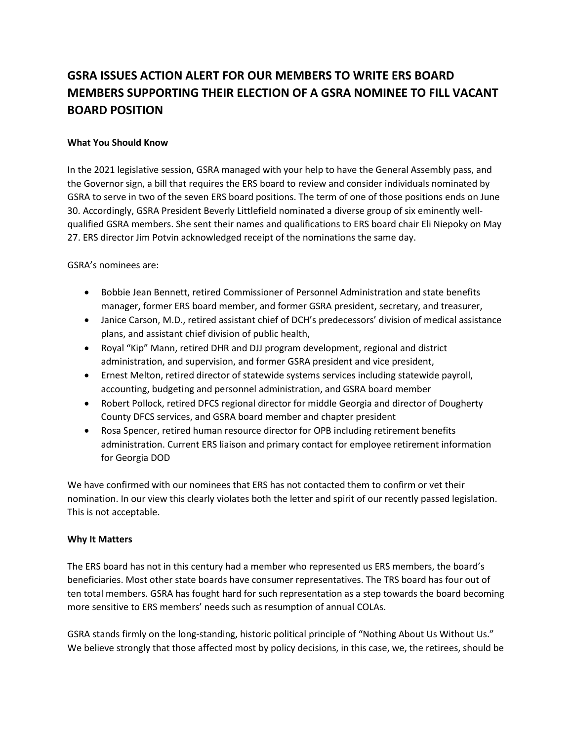# GSRA ISSUES ACTION ALERT FOR OUR MEMBERS TO WRITE ERS BOARD MEMBERS SUPPORTING THEIR ELECTION OF A GSRA NOMINEE TO FILL VACANT BOARD POSITION

**What You Should Know**

In the 2021 legislative session, GSRA managed with your help to have the General Assembly pass, and the Governor sign, a bill that requires the ERS board to review and consider individuals nominated by GSRA to serve in two of the seven ERS board positions. The term of one of those positions ends on June 30. Accordingly, GSRA President Beverly Littlefield nominated a diverse group of six eminently well-qualified GSRA members. She sent their names and qualifications to ERS board chair Eli Niepoky on May 27. ERS director Jim Potvin acknowledged receipt of the nominations the same day.

GSRA's nominees are:

- Bobbie Jean Bennett, retired Commissioner of Personnel Administration and state benefits manager, former ERS board member, and former GSRA president, secretary, and treasurer,
- Janice Carson, M.D., retired assistant chief of DCH's predecessors' division of medical assistance plans, and assistant chief division of public health,
- Royal "Kip" Mann, retired DHR and DJJ program development, regional and district administration, and supervision, and former GSRA president and vice president,
- Ernest Melton, retired director of statewide systems services including statewide payroll, accounting, budgeting and personnel administration, and GSRA board member
- Robert Pollock, retired DFCS regional director for middle Georgia and director of Dougherty County DFCS services, and GSRA board member and chapter president
- Rosa Spencer, retired human resource director for OPB including retirement benefits administration. Current ERS liaison and primary contact for employee retirement information for Georgia DOD

We have confirmed with our nominees that ERS has not contacted them to confirm or vet their nomination. In our view this clearly violates both the letter and spirit of our recently passed legislation. This is not acceptable.

**Why It Matters**

The ERS board has not in this century had a member who represented us ERS members, the board's beneficiaries. Most other state boards have consumer representatives. The TRS board has four out of ten total members. GSRA has fought hard for such representation as a step towards the board becoming more sensitive to ERS members' needs such as resumption of annual COLAs.

GSRA stands firmly on the long-standing, historic political principle of "Nothing About Us Without Us." We believe strongly that those affected most by policy decisions, in this case, we, the retirees, should be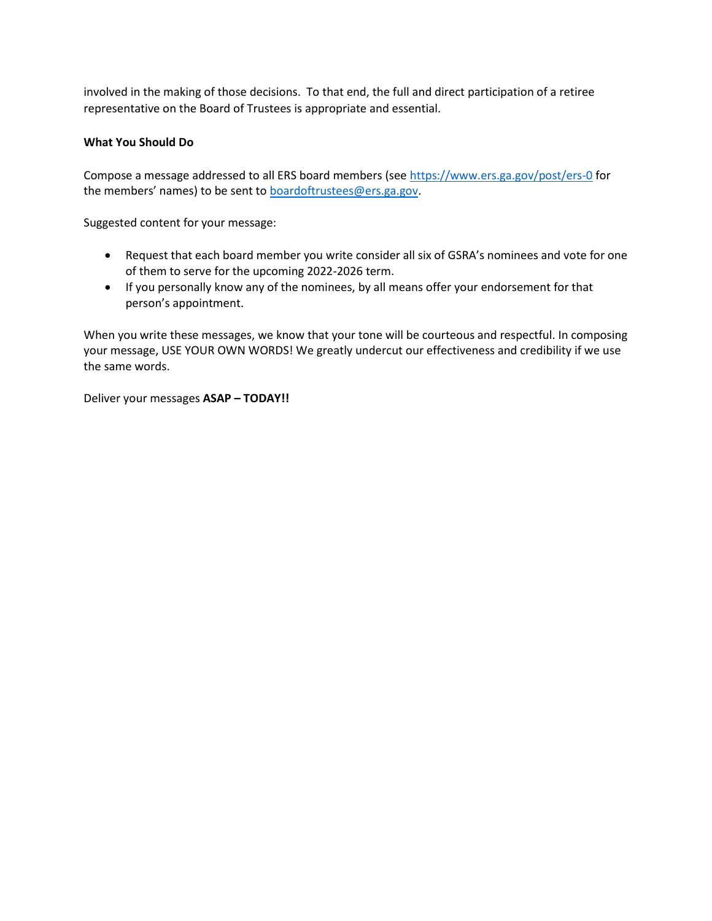involved in the making of those decisions. To that end, the full and direct participation of a retiree representative on the Board of Trustees is appropriate and essential.

**What You Should Do**

Compose a message addressed to all ERS board members (see https://www.ers.ga.gov/post/ers-0 for the members' names) to be sent to boardoftrustees@ers.ga.gov.

Suggested content for your message:

- Request that each board member you write consider all six of GSRA's nominees and vote for one of them to serve for the upcoming 2022-2026 term.
- If you personally know any of the nominees, by all means offer your endorsement for that person's appointment.

When you write these messages, we know that your tone will be courteous and respectful. In composing your message, USE YOUR OWN WORDS! We greatly undercut our effectiveness and credibility if we use the same words.

Deliver your messages **ASAP – TODAY!!**